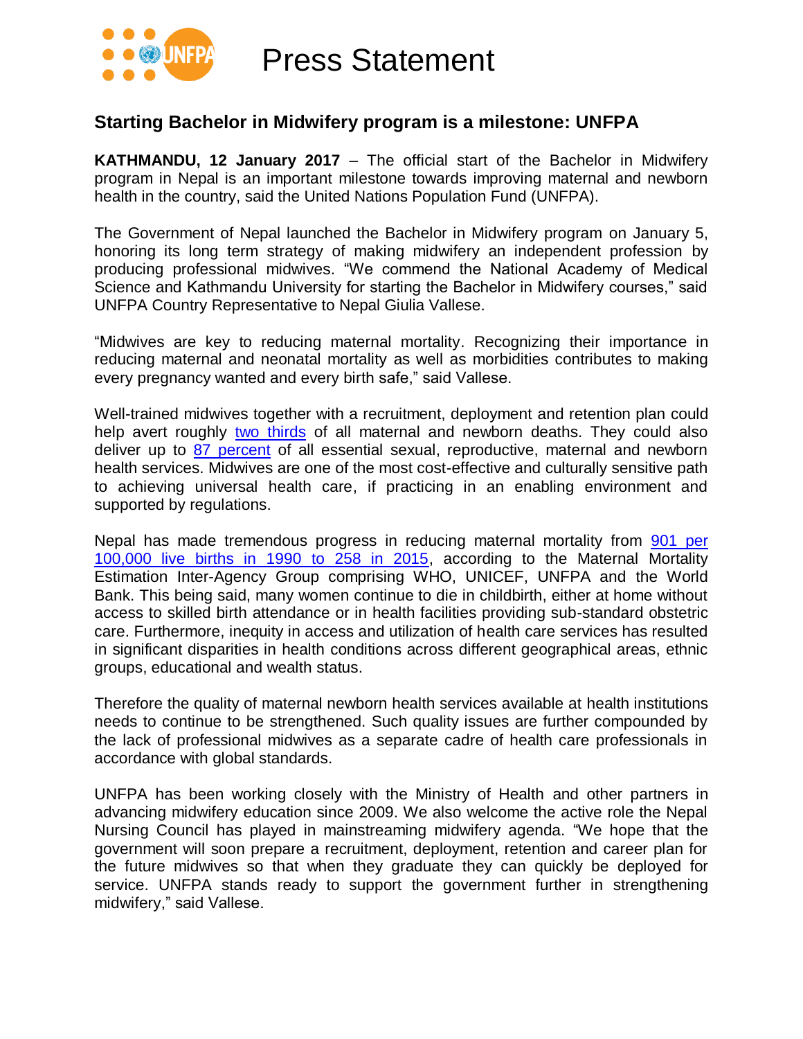# Press Statement

## Starting Bachelor in Midwifery program is a milestone: UNFPA

**KATHMANDU, 12 January 2017** – The official start of the Bachelor in Midwifery program in Nepal is an important milestone towards improving maternal and newborn health in the country, said the United Nations Population Fund (UNFPA).

The Government of Nepal launched the Bachelor in Midwifery program on January 5, honoring its long term strategy of making midwifery an independent profession by producing professional midwives. "We commend the National Academy of Medical Science and Kathmandu University for starting the Bachelor in Midwifery courses," said UNFPA Country Representative to Nepal Giulia Vallese.

"Midwives are key to reducing maternal mortality. Recognizing their importance in reducing maternal and neonatal mortality as well as morbidities contributes to making every pregnancy wanted and every birth safe," said Vallese.

Well-trained midwives together with a recruitment, deployment and retention plan could help avert roughly two thirds of all maternal and newborn deaths. They could also deliver up to 87 percent of all essential sexual, reproductive, maternal and newborn health services. Midwives are one of the most cost-effective and culturally sensitive path to achieving universal health care, if practicing in an enabling environment and supported by regulations.

Nepal has made tremendous progress in reducing maternal mortality from 901 per 100,000 live births in 1990 to 258 in 2015, according to the Maternal Mortality Estimation Inter-Agency Group comprising WHO, UNICEF, UNFPA and the World Bank. This being said, many women continue to die in childbirth, either at home without access to skilled birth attendance or in health facilities providing sub-standard obstetric care. Furthermore, inequity in access and utilization of health care services has resulted in significant disparities in health conditions across different geographical areas, ethnic groups, educational and wealth status.

Therefore the quality of maternal newborn health services available at health institutions needs to continue to be strengthened. Such quality issues are further compounded by the lack of professional midwives as a separate cadre of health care professionals in accordance with global standards.

UNFPA has been working closely with the Ministry of Health and other partners in advancing midwifery education since 2009. We also welcome the active role the Nepal Nursing Council has played in mainstreaming midwifery agenda. "We hope that the government will soon prepare a recruitment, deployment, retention and career plan for the future midwives so that when they graduate they can quickly be deployed for service. UNFPA stands ready to support the government further in strengthening midwifery," said Vallese.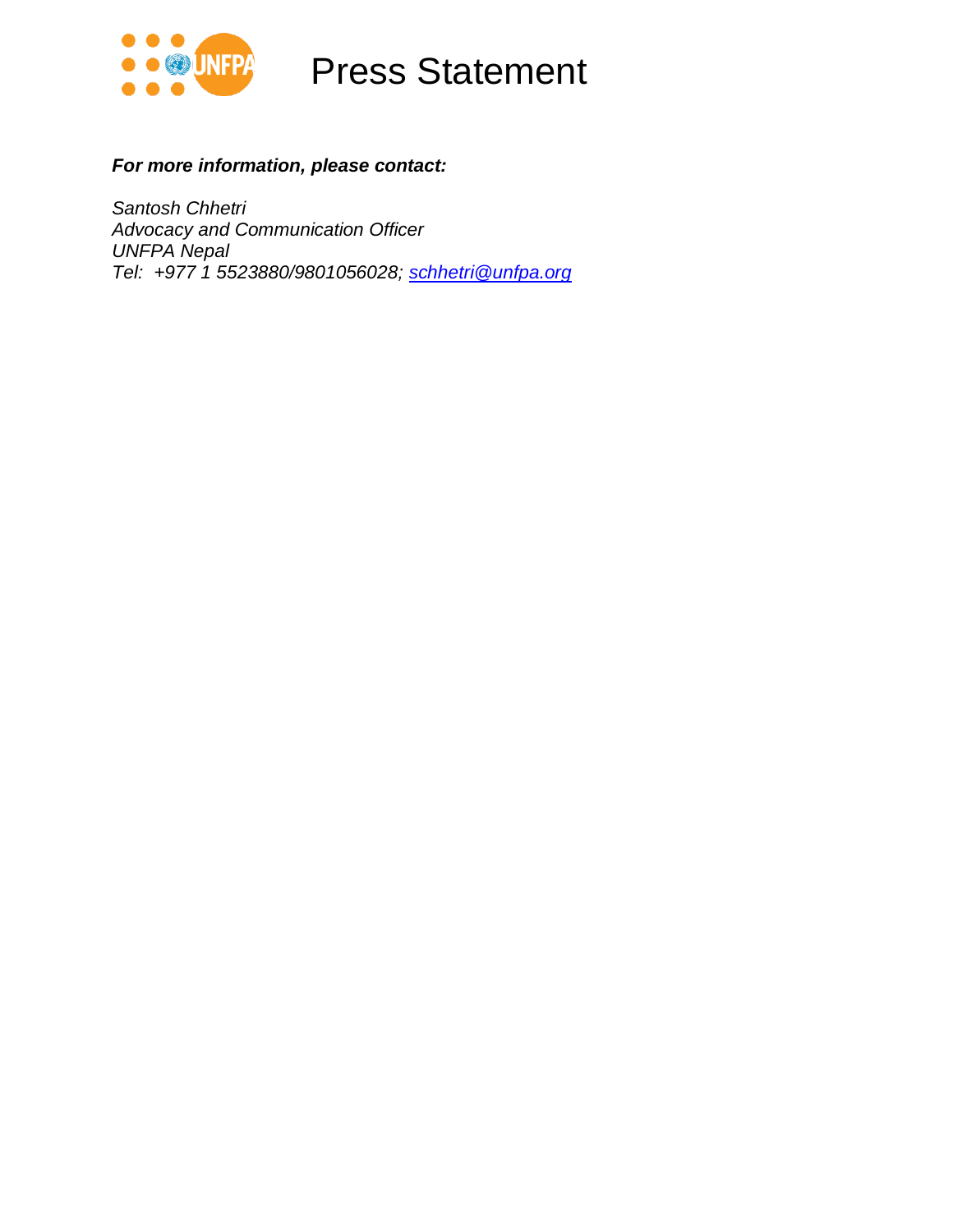# Press Statement

***For more information, please contact:***

*Santosh Chhetri*
*Advocacy and Communication Officer*
*UNFPA Nepal*
*Tel: +977 1 5523880/9801056028; schhetri@unfpa.org*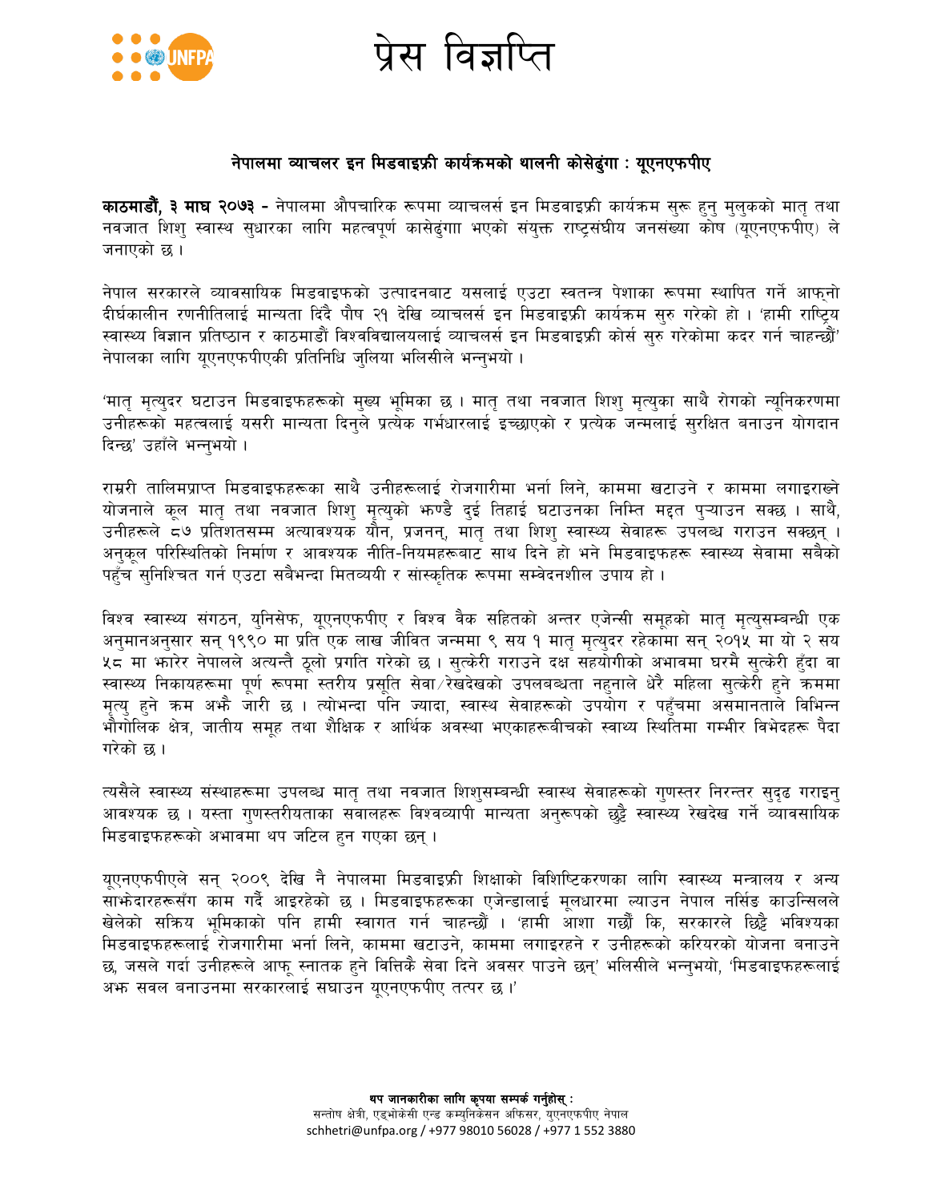# प्रेस विज्ञप्ति

**नेपालमा ब्याचलर इन मिडवाइफ्री कार्यक्रमको थालनी कोसेढुंगा : यूएनएफपीए**

**काठमाडौं, ३ माघ २०७३ –** नेपालमा औपचारिक रूपमा ब्याचलर्स इन मिडवाइफ्री कार्यक्रम सुरू हुनु मुलुकको मातृ तथा नवजात शिशु स्वास्थ्य सुधारका लागि महत्वपूर्ण कासेढुंगाा भएको संयुक्त राष्ट्रसंघीय जनसंख्या कोष (यूएनएफपीए) ले जनाएको छ ।

नेपाल सरकारले व्यावसायिक मिडवाइफको उत्पादनबाट यसलाई एउटा स्वतन्त्र पेशाका रूपमा स्थापित गर्ने आफ्नो दीर्घकालीन रणनीतिलाई मान्यता दिँदै पौष २१ देखि ब्याचलर्स इन मिडवाइफ्री कार्यक्रम सुरु गरेको हो । 'हामी राष्ट्रिय स्वास्थ्य विज्ञान प्रतिष्ठान र काठमाडौं विश्वविद्यालयलाई ब्याचलर्स इन मिडवाइफ्री कोर्स सुरु गरेकोमा कदर गर्न चाहन्छौं' नेपालका लागि यूएनएफपीएकी प्रतिनिधि जुलिया भलिसीले भन्नुभयो ।

'मातृ मृत्युदर घटाउन मिडवाइफहरूको मुख्य भूमिका छ । मातृ तथा नवजात शिशु मृत्युका साथै रोगको न्यूनिकरणमा उनीहरूको महत्वलाई यसरी मान्यता दिनुले प्रत्येक गर्भधारलाई इच्छाएको र प्रत्येक जन्मलाई सुरक्षित बनाउन योगदान दिन्छ' उहाँले भन्नुभयो ।

राम्ररी तालिमप्राप्त मिडवाइफहरूका साथै उनीहरूलाई रोजगारीमा भर्ना लिने, काममा खटाउने र काममा लगाइराख्ने योजनाले कूल मातृ तथा नवजात शिशु मृत्युको झण्डै दुई तिहाई घटाउनका निम्ति मद्दत पुऱ्याउन सक्छ । साथै, उनीहरूले ८७ प्रतिशतसम्म अत्यावश्यक यौन, प्रजनन, मातृ तथा शिशु स्वास्थ्य सेवाहरू उपलब्ध गराउन सक्छन् । अनुकूल परिस्थितिको निर्माण र आवश्यक नीति-नियमहरूबाट साथ दिने हो भने मिडवाइफहरू स्वास्थ्य सेवामा सबैको पहुँच सुनिश्चित गर्न एउटा सबैभन्दा मितव्ययी र सांस्कृतिक रूपमा सम्वेदनशील उपाय हो ।

विश्व स्वास्थ्य संगठन, युनिसेफ, यूएनएफपीए र विश्व वैक सहितको अन्तर एजेन्सी समूहको मातृ मृत्युसम्बन्धी एक अनुमानअनुसार सन् १९९० मा प्रति एक लाख जीवित जन्ममा ९ सय १ मातृ मृत्युदर रहेकामा सन् २०१५ मा यो २ सय ५८ मा झारेर नेपालले अत्यन्तै ठूलो प्रगति गरेको छ । सुत्केरी गराउने दक्ष सहयोगीको अभावमा घरमै सुत्केरी हुँदा वा स्वास्थ्य निकायहरूमा पूर्ण रूपमा स्तरीय प्रसूति सेवा/रेखदेखको उपलबब्धता नहुनाले धेरै महिला सुत्केरी हुने क्रममा मृत्यु हुने क्रम अझै जारी छ । त्योभन्दा पनि ज्यादा, स्वास्थ सेवाहरूको उपयोग र पहुँचमा असमानताले विभिन्न भौगोलिक क्षेत्र, जातीय समूह तथा शैक्षिक र आर्थिक अवस्था भएकाहरूबीचको स्वाथ्य स्थितिमा गम्भीर विभेदहरू पैदा गरेको छ ।

त्यसैले स्वास्थ्य संस्थाहरूमा उपलब्ध मातृ तथा नवजात शिशुसम्बन्धी स्वास्थ सेवाहरूको गुणस्तर निरन्तर सुदृढ गराइनु आवश्यक छ । यस्ता गुणस्तरीयताका सवालहरू विश्वव्यापी मान्यता अनुरूपको छुट्टै स्वास्थ्य रेखदेख गर्ने व्यावसायिक मिडवाइफहरूको अभावमा थप जटिल हुन गएका छन् ।

यूएनएफपीएले सन् २००९ देखि नै नेपालमा मिडवाइफ्री शिक्षाको विशिष्टिकरणका लागि स्वास्थ्य मन्त्रालय र अन्य साझेदारहरूसँग काम गर्दै आइरहेको छ । मिडवाइफहरूका एजेन्डालाई मूलधारमा ल्याउन नेपाल नर्सिङ काउन्सिलले खेलेको सक्रिय भूमिकाको पनि हामी स्वागत गर्न चाहन्छौं । 'हामी आशा गर्छौं कि, सरकारले छिट्टै भविश्यका मिडवाइफहरूलाई रोजगारीमा भर्ना लिने, काममा खटाउने, काममा लगाइरहने र उनीहरूको करियरको योजना बनाउने छ, जसले गर्दा उनीहरूले आफू स्नातक हुने वित्तिकै सेवा दिने अवसर पाउने छन्' भलिसीले भन्नुभयो, 'मिडवाइफहरूलाई अझ सवल बनाउनमा सरकारलाई सघाउन यूएनएफपीए तत्पर छ ।'

**थप जानकारीका लागि कृपया सम्पर्क गर्नुहोस् :**
सन्तोष क्षेत्री, एड्भोकेसी एन्ड कम्युनिकेसन अफिसर, युएनएफपीए नेपाल
schhetri@unfpa.org / +977 98010 56028 / +977 1 552 3880